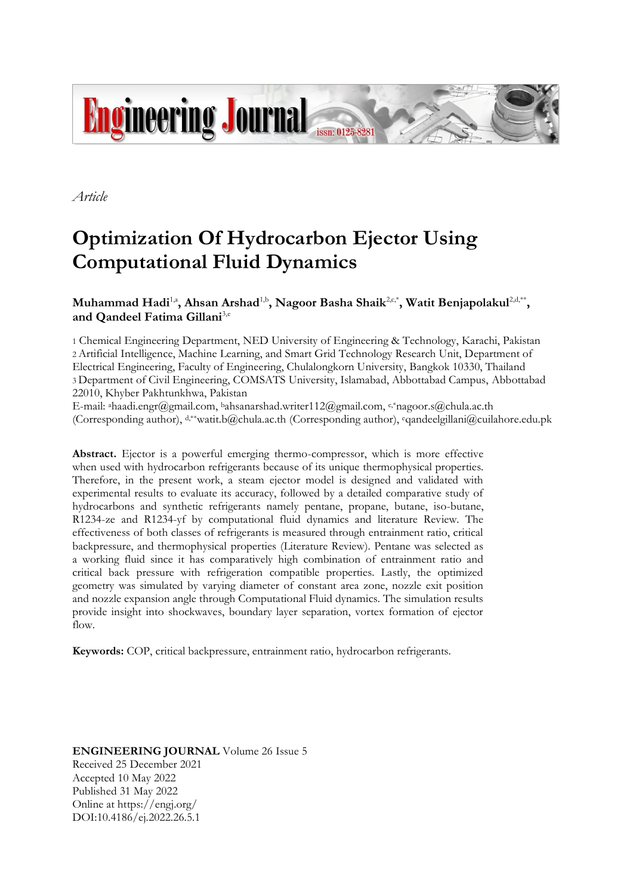*Article*

# Optimization Of Hydrocarbon Ejector Using Computational Fluid Dynamics

**Muhammad Hadi[1,a], Ahsan Arshad[1,b], Nagoor Basha Shaik[2,c,*], Watit Benjapolakul[2,d,**], and Qandeel Fatima Gillani[3,e]**

1 Chemical Engineering Department, NED University of Engineering & Technology, Karachi, Pakistan
2 Artificial Intelligence, Machine Learning, and Smart Grid Technology Research Unit, Department of Electrical Engineering, Faculty of Engineering, Chulalongkorn University, Bangkok 10330, Thailand
3 Department of Civil Engineering, COMSATS University, Islamabad, Abbottabad Campus, Abbottabad 22010, Khyber Pakhtunkhwa, Pakistan
E-mail: [a]haadi.engr@gmail.com, [b]ahsanarshad.writer112@gmail.com, [c,*]nagoor.s@chula.ac.th (Corresponding author), [d,**]watit.b@chula.ac.th (Corresponding author), [e]qandeelgillani@cuilahore.edu.pk

**Abstract.** Ejector is a powerful emerging thermo-compressor, which is more effective when used with hydrocarbon refrigerants because of its unique thermophysical properties. Therefore, in the present work, a steam ejector model is designed and validated with experimental results to evaluate its accuracy, followed by a detailed comparative study of hydrocarbons and synthetic refrigerants namely pentane, propane, butane, iso-butane, R1234-ze and R1234-yf by computational fluid dynamics and literature Review. The effectiveness of both classes of refrigerants is measured through entrainment ratio, critical backpressure, and thermophysical properties (Literature Review). Pentane was selected as a working fluid since it has comparatively high combination of entrainment ratio and critical back pressure with refrigeration compatible properties. Lastly, the optimized geometry was simulated by varying diameter of constant area zone, nozzle exit position and nozzle expansion angle through Computational Fluid dynamics. The simulation results provide insight into shockwaves, boundary layer separation, vortex formation of ejector flow.

**Keywords:** COP, critical backpressure, entrainment ratio, hydrocarbon refrigerants.

**ENGINEERING JOURNAL** Volume 26 Issue 5
Received 25 December 2021
Accepted 10 May 2022
Published 31 May 2022
Online at https://engj.org/
DOI:10.4186/ej.2022.26.5.1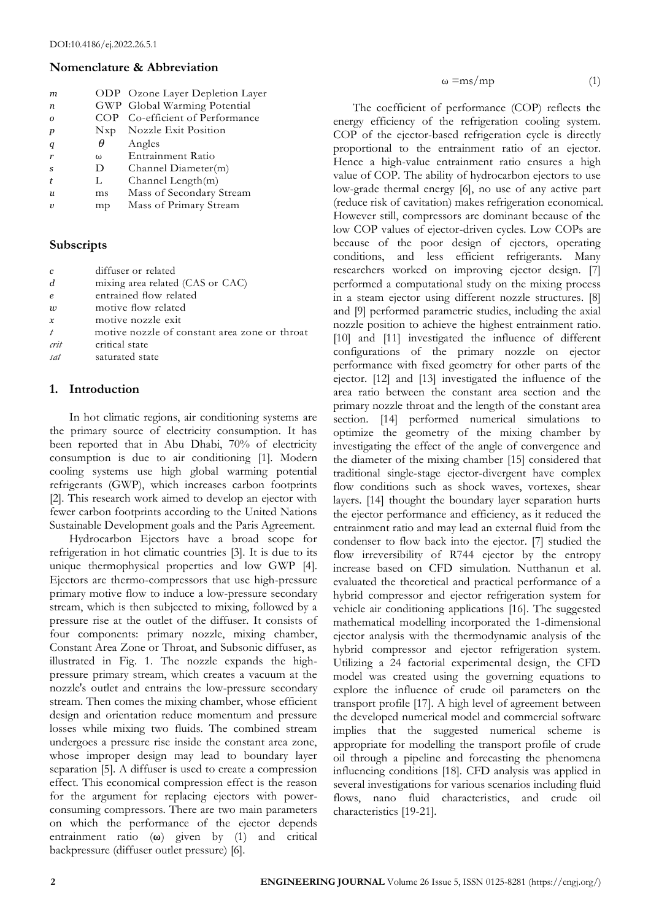DOI:10.4186/ej.2022.26.5.1

## Nomenclature & Abbreviation

| | | |
|---|---|---|
| $m$ | ODP | Ozone Layer Depletion Layer |
| $n$ | GWP | Global Warming Potential |
| $o$ | COP | Co-efficient of Performance |
| $p$ | Nxp | Nozzle Exit Position |
| $q$ | $\theta$ | Angles |
| $r$ | $\omega$ | Entrainment Ratio |
| $s$ | D | Channel Diameter(m) |
| $t$ | L | Channel Length(m) |
| $u$ | ms | Mass of Secondary Stream |
| $v$ | mp | Mass of Primary Stream |

## Subscripts

| | |
|---|---|
| $c$ | diffuser or related |
| $d$ | mixing area related (CAS or CAC) |
| $e$ | entrained flow related |
| $w$ | motive flow related |
| $x$ | motive nozzle exit |
| $t$ | motive nozzle of constant area zone or throat |
| $crit$ | critical state |
| $sat$ | saturated state |

## 1. Introduction

In hot climatic regions, air conditioning systems are the primary source of electricity consumption. It has been reported that in Abu Dhabi, 70% of electricity consumption is due to air conditioning [1]. Modern cooling systems use high global warming potential refrigerants (GWP), which increases carbon footprints [2]. This research work aimed to develop an ejector with fewer carbon footprints according to the United Nations Sustainable Development goals and the Paris Agreement.

Hydrocarbon Ejectors have a broad scope for refrigeration in hot climatic countries [3]. It is due to its unique thermophysical properties and low GWP [4]. Ejectors are thermo-compressors that use high-pressure primary motive flow to induce a low-pressure secondary stream, which is then subjected to mixing, followed by a pressure rise at the outlet of the diffuser. It consists of four components: primary nozzle, mixing chamber, Constant Area Zone or Throat, and Subsonic diffuser, as illustrated in Fig. 1. The nozzle expands the high-pressure primary stream, which creates a vacuum at the nozzle's outlet and entrains the low-pressure secondary stream. Then comes the mixing chamber, whose efficient design and orientation reduce momentum and pressure losses while mixing two fluids. The combined stream undergoes a pressure rise inside the constant area zone, whose improper design may lead to boundary layer separation [5]. A diffuser is used to create a compression effect. This economical compression effect is the reason for the argument for replacing ejectors with power-consuming compressors. There are two main parameters on which the performance of the ejector depends entrainment ratio (**ω**) given by (1) and critical backpressure (diffuser outlet pressure) [6].

$$\omega = ms/mp \tag{1}$$

The coefficient of performance (COP) reflects the energy efficiency of the refrigeration cooling system. COP of the ejector-based refrigeration cycle is directly proportional to the entrainment ratio of an ejector. Hence a high-value entrainment ratio ensures a high value of COP. The ability of hydrocarbon ejectors to use low-grade thermal energy [6], no use of any active part (reduce risk of cavitation) makes refrigeration economical. However still, compressors are dominant because of the low COP values of ejector-driven cycles. Low COPs are because of the poor design of ejectors, operating conditions, and less efficient refrigerants. Many researchers worked on improving ejector design. [7] performed a computational study on the mixing process in a steam ejector using different nozzle structures. [8] and [9] performed parametric studies, including the axial nozzle position to achieve the highest entrainment ratio. [10] and [11] investigated the influence of different configurations of the primary nozzle on ejector performance with fixed geometry for other parts of the ejector. [12] and [13] investigated the influence of the area ratio between the constant area section and the primary nozzle throat and the length of the constant area section. [14] performed numerical simulations to optimize the geometry of the mixing chamber by investigating the effect of the angle of convergence and the diameter of the mixing chamber [15] considered that traditional single-stage ejector-divergent have complex flow conditions such as shock waves, vortexes, shear layers. [14] thought the boundary layer separation hurts the ejector performance and efficiency, as it reduced the entrainment ratio and may lead an external fluid from the condenser to flow back into the ejector. [7] studied the flow irreversibility of R744 ejector by the entropy increase based on CFD simulation. Nutthanun et al. evaluated the theoretical and practical performance of a hybrid compressor and ejector refrigeration system for vehicle air conditioning applications [16]. The suggested mathematical modelling incorporated the 1-dimensional ejector analysis with the thermodynamic analysis of the hybrid compressor and ejector refrigeration system. Utilizing a 24 factorial experimental design, the CFD model was created using the governing equations to explore the influence of crude oil parameters on the transport profile [17]. A high level of agreement between the developed numerical model and commercial software implies that the suggested numerical scheme is appropriate for modelling the transport profile of crude oil through a pipeline and forecasting the phenomena influencing conditions [18]. CFD analysis was applied in several investigations for various scenarios including fluid flows, nano fluid characteristics, and crude oil characteristics [19-21].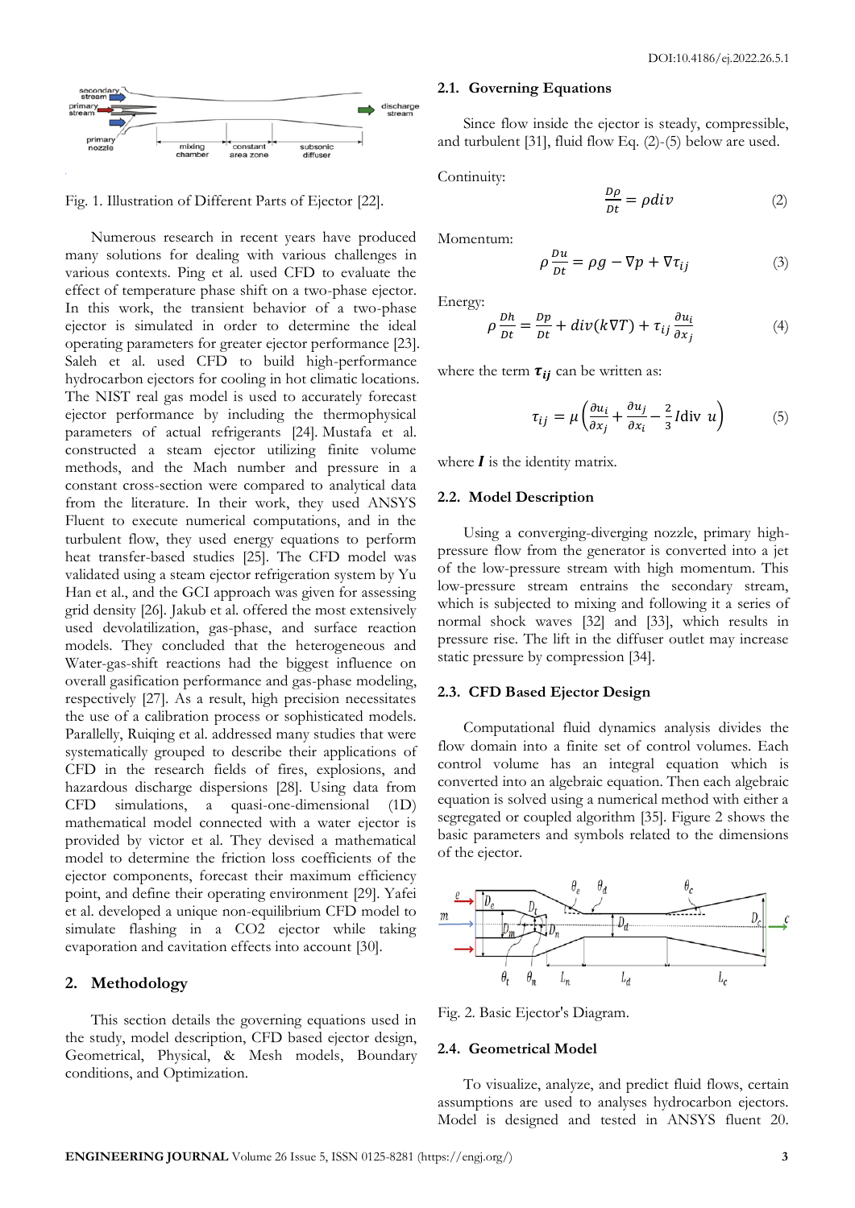Fig. 1. Illustration of Different Parts of Ejector [22].

Numerous research in recent years have produced many solutions for dealing with various challenges in various contexts. Ping et al. used CFD to evaluate the effect of temperature phase shift on a two-phase ejector. In this work, the transient behavior of a two-phase ejector is simulated in order to determine the ideal operating parameters for greater ejector performance [23]. Saleh et al. used CFD to build high-performance hydrocarbon ejectors for cooling in hot climatic locations. The NIST real gas model is used to accurately forecast ejector performance by including the thermophysical parameters of actual refrigerants [24]. Mustafa et al. constructed a steam ejector utilizing finite volume methods, and the Mach number and pressure in a constant cross-section were compared to analytical data from the literature. In their work, they used ANSYS Fluent to execute numerical computations, and in the turbulent flow, they used energy equations to perform heat transfer-based studies [25]. The CFD model was validated using a steam ejector refrigeration system by Yu Han et al., and the GCI approach was given for assessing grid density [26]. Jakub et al. offered the most extensively used devolatilization, gas-phase, and surface reaction models. They concluded that the heterogeneous and Water-gas-shift reactions had the biggest influence on overall gasification performance and gas-phase modeling, respectively [27]. As a result, high precision necessitates the use of a calibration process or sophisticated models. Parallelly, Ruiqing et al. addressed many studies that were systematically grouped to describe their applications of CFD in the research fields of fires, explosions, and hazardous discharge dispersions [28]. Using data from CFD simulations, a quasi-one-dimensional (1D) mathematical model connected with a water ejector is provided by victor et al. They devised a mathematical model to determine the friction loss coefficients of the ejector components, forecast their maximum efficiency point, and define their operating environment [29]. Yafei et al. developed a unique non-equilibrium CFD model to simulate flashing in a $CO_2$ ejector while taking evaporation and cavitation effects into account [30].

## 2. Methodology

This section details the governing equations used in the study, model description, CFD based ejector design, Geometrical, Physical, & Mesh models, Boundary conditions, and Optimization.

### 2.1. Governing Equations

Since flow inside the ejector is steady, compressible, and turbulent [31], fluid flow Eq. (2)-(5) below are used.

Continuity:

$$\frac{D\rho}{Dt} = \rho div \tag{2}$$

Momentum:

$$\rho\frac{Du}{Dt} = \rho g - \nabla p + \nabla\tau_{ij} \tag{3}$$

Energy:

$$\rho\frac{Dh}{Dt} = \frac{Dp}{Dt} + div(k\nabla T) + \tau_{ij}\frac{\partial u_i}{\partial x_j} \tag{4}$$

where the term $\boldsymbol{\tau_{ij}}$ can be written as:

$$\tau_{ij} = \mu\left(\frac{\partial u_i}{\partial x_j} + \frac{\partial u_j}{\partial x_i} - \frac{2}{3}I\text{div } u\right) \tag{5}$$

where $\boldsymbol{I}$ is the identity matrix.

### 2.2. Model Description

Using a converging-diverging nozzle, primary high-pressure flow from the generator is converted into a jet of the low-pressure stream with high momentum. This low-pressure stream entrains the secondary stream, which is subjected to mixing and following it a series of normal shock waves [32] and [33], which results in pressure rise. The lift in the diffuser outlet may increase static pressure by compression [34].

### 2.3. CFD Based Ejector Design

Computational fluid dynamics analysis divides the flow domain into a finite set of control volumes. Each control volume has an integral equation which is converted into an algebraic equation. Then each algebraic equation is solved using a numerical method with either a segregated or coupled algorithm [35]. Figure 2 shows the basic parameters and symbols related to the dimensions of the ejector.

Fig. 2. Basic Ejector's Diagram.

### 2.4. Geometrical Model

To visualize, analyze, and predict fluid flows, certain assumptions are used to analyses hydrocarbon ejectors. Model is designed and tested in ANSYS fluent 20.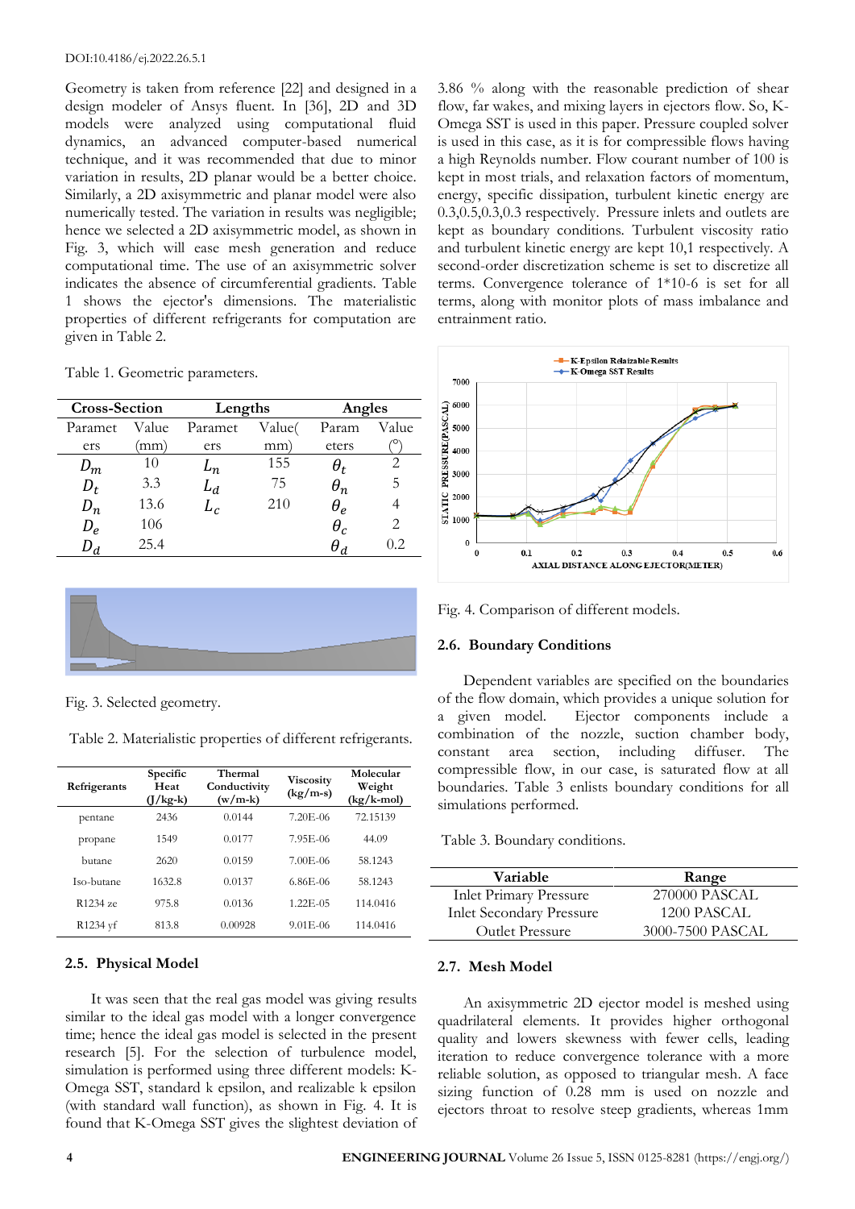Geometry is taken from reference [22] and designed in a design modeler of Ansys fluent. In [36], 2D and 3D models were analyzed using computational fluid dynamics, an advanced computer-based numerical technique, and it was recommended that due to minor variation in results, 2D planar would be a better choice. Similarly, a 2D axisymmetric and planar model were also numerically tested. The variation in results was negligible; hence we selected a 2D axisymmetric model, as shown in Fig. 3, which will ease mesh generation and reduce computational time. The use of an axisymmetric solver indicates the absence of circumferential gradients. Table 1 shows the ejector's dimensions. The materialistic properties of different refrigerants for computation are given in Table 2.

Table 1. Geometric parameters.

| Cross-Section | | Lengths | | Angles | |
|---|---|---|---|---|---|
| Parameters | Value (mm) | Parameters | Value(mm) | Parameters | Value (°) |
| $D_m$ | 10 | $L_n$ | 155 | $\theta_t$ | 2 |
| $D_t$ | 3.3 | $L_d$ | 75 | $\theta_n$ | 5 |
| $D_n$ | 13.6 | $L_c$ | 210 | $\theta_e$ | 4 |
| $D_e$ | 106 | | | $\theta_c$ | 2 |
| $D_d$ | 25.4 | | | $\theta_d$ | 0.2 |

Fig. 3. Selected geometry.

Table 2. Materialistic properties of different refrigerants.

| Refrigerants | Specific Heat (J/kg-k) | Thermal Conductivity (w/m-k) | Viscosity (kg/m-s) | Molecular Weight (kg/k-mol) |
|---|---|---|---|---|
| pentane | 2436 | 0.0144 | 7.20E-06 | 72.15139 |
| propane | 1549 | 0.0177 | 7.95E-06 | 44.09 |
| butane | 2620 | 0.0159 | 7.00E-06 | 58.1243 |
| Iso-butane | 1632.8 | 0.0137 | 6.86E-06 | 58.1243 |
| R1234 ze | 975.8 | 0.0136 | 1.22E-05 | 114.0416 |
| R1234 yf | 813.8 | 0.00928 | 9.01E-06 | 114.0416 |

### 2.5. Physical Model

It was seen that the real gas model was giving results similar to the ideal gas model with a longer convergence time; hence the ideal gas model is selected in the present research [5]. For the selection of turbulence model, simulation is performed using three different models: K-Omega SST, standard k epsilon, and realizable k epsilon (with standard wall function), as shown in Fig. 4. It is found that K-Omega SST gives the slightest deviation of 3.86 % along with the reasonable prediction of shear flow, far wakes, and mixing layers in ejectors flow. So, K-Omega SST is used in this paper. Pressure coupled solver is used in this case, as it is for compressible flows having a high Reynolds number. Flow courant number of 100 is kept in most trials, and relaxation factors of momentum, energy, specific dissipation, turbulent kinetic energy are 0.3,0.5,0.3,0.3 respectively. Pressure inlets and outlets are kept as boundary conditions. Turbulent viscosity ratio and turbulent kinetic energy are kept 10,1 respectively. A second-order discretization scheme is set to discretize all terms. Convergence tolerance of 1*10-6 is set for all terms, along with monitor plots of mass imbalance and entrainment ratio.

Fig. 4. Comparison of different models.

### 2.6. Boundary Conditions

Dependent variables are specified on the boundaries of the flow domain, which provides a unique solution for a given model. Ejector components include a combination of the nozzle, suction chamber body, constant area section, including diffuser. The compressible flow, in our case, is saturated flow at all boundaries. Table 3 enlists boundary conditions for all simulations performed.

Table 3. Boundary conditions.

| Variable | Range |
|---|---|
| Inlet Primary Pressure | 270000 PASCAL |
| Inlet Secondary Pressure | 1200 PASCAL |
| Outlet Pressure | 3000-7500 PASCAL |

### 2.7. Mesh Model

An axisymmetric 2D ejector model is meshed using quadrilateral elements. It provides higher orthogonal quality and lowers skewness with fewer cells, leading iteration to reduce convergence tolerance with a more reliable solution, as opposed to triangular mesh. A face sizing function of 0.28 mm is used on nozzle and ejectors throat to resolve steep gradients, whereas 1mm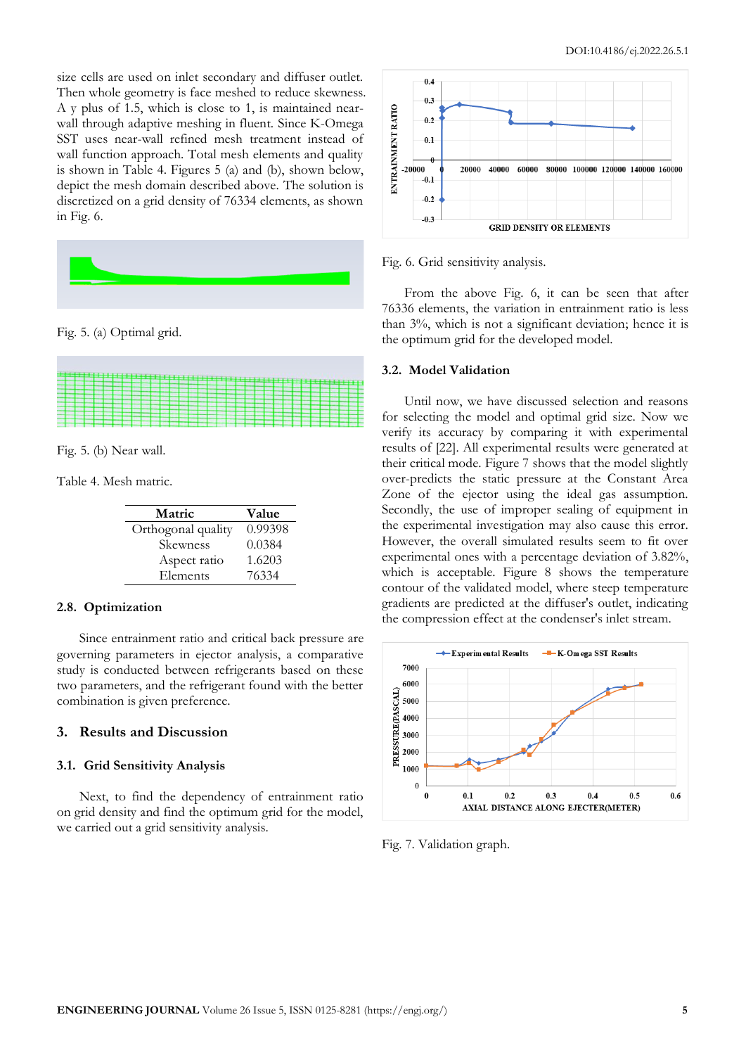size cells are used on inlet secondary and diffuser outlet. Then whole geometry is face meshed to reduce skewness. A y plus of 1.5, which is close to 1, is maintained near-wall through adaptive meshing in fluent. Since K-Omega SST uses near-wall refined mesh treatment instead of wall function approach. Total mesh elements and quality is shown in Table 4. Figures 5 (a) and (b), shown below, depict the mesh domain described above. The solution is discretized on a grid density of 76334 elements, as shown in Fig. 6.

Fig. 5. (a) Optimal grid.

Fig. 5. (b) Near wall.

Table 4. Mesh matric.

| Matric | Value |
|---|---|
| Orthogonal quality | 0.99398 |
| Skewness | 0.0384 |
| Aspect ratio | 1.6203 |
| Elements | 76334 |

### 2.8. Optimization

Since entrainment ratio and critical back pressure are governing parameters in ejector analysis, a comparative study is conducted between refrigerants based on these two parameters, and the refrigerant found with the better combination is given preference.

## 3. Results and Discussion

### 3.1. Grid Sensitivity Analysis

Next, to find the dependency of entrainment ratio on grid density and find the optimum grid for the model, we carried out a grid sensitivity analysis.

Fig. 6. Grid sensitivity analysis.

From the above Fig. 6, it can be seen that after 76336 elements, the variation in entrainment ratio is less than 3%, which is not a significant deviation; hence it is the optimum grid for the developed model.

### 3.2. Model Validation

Until now, we have discussed selection and reasons for selecting the model and optimal grid size. Now we verify its accuracy by comparing it with experimental results of [22]. All experimental results were generated at their critical mode. Figure 7 shows that the model slightly over-predicts the static pressure at the Constant Area Zone of the ejector using the ideal gas assumption. Secondly, the use of improper sealing of equipment in the experimental investigation may also cause this error. However, the overall simulated results seem to fit over experimental ones with a percentage deviation of 3.82%, which is acceptable. Figure 8 shows the temperature contour of the validated model, where steep temperature gradients are predicted at the diffuser's outlet, indicating the compression effect at the condenser's inlet stream.

Fig. 7. Validation graph.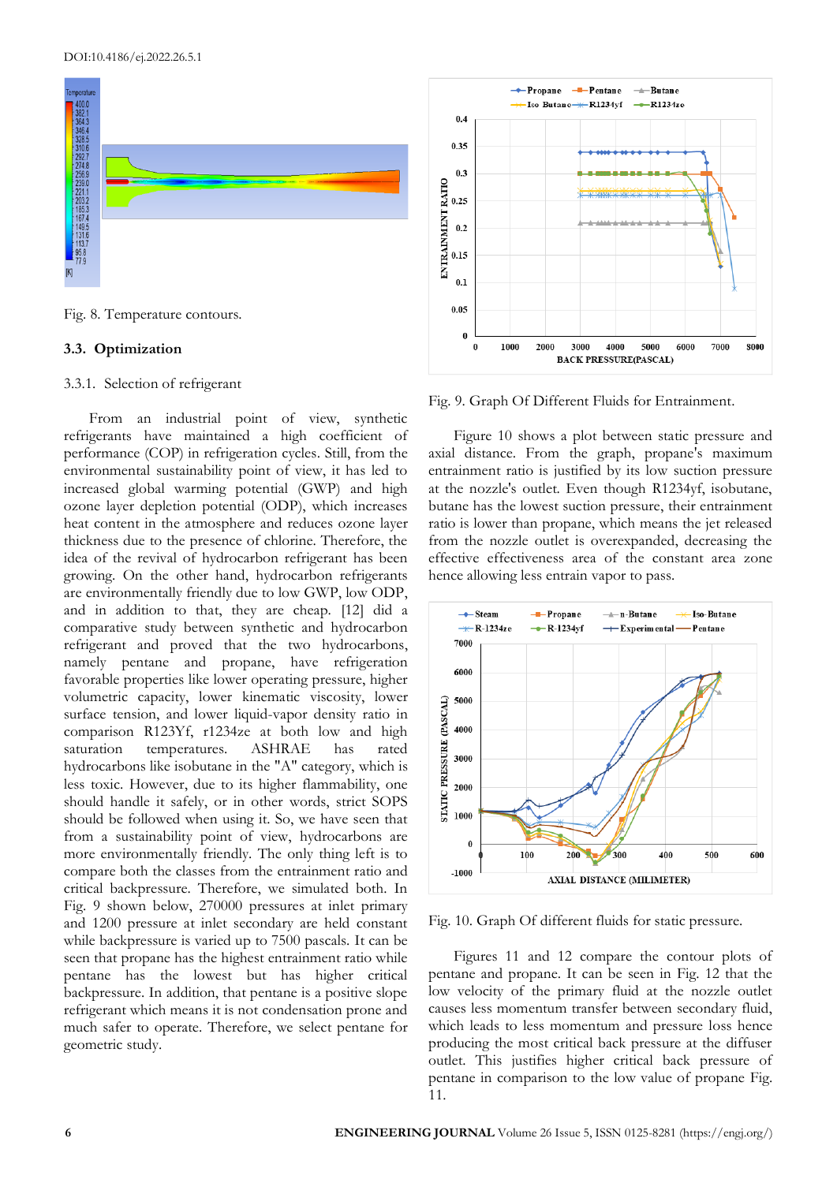Fig. 8. Temperature contours.

### 3.3. Optimization

#### 3.3.1. Selection of refrigerant

From an industrial point of view, synthetic refrigerants have maintained a high coefficient of performance (COP) in refrigeration cycles. Still, from the environmental sustainability point of view, it has led to increased global warming potential (GWP) and high ozone layer depletion potential (ODP), which increases heat content in the atmosphere and reduces ozone layer thickness due to the presence of chlorine. Therefore, the idea of the revival of hydrocarbon refrigerant has been growing. On the other hand, hydrocarbon refrigerants are environmentally friendly due to low GWP, low ODP, and in addition to that, they are cheap. [12] did a comparative study between synthetic and hydrocarbon refrigerant and proved that the two hydrocarbons, namely pentane and propane, have refrigeration favorable properties like lower operating pressure, higher volumetric capacity, lower kinematic viscosity, lower surface tension, and lower liquid-vapor density ratio in comparison R123Yf, r1234ze at both low and high saturation temperatures. ASHRAE has rated hydrocarbons like isobutane in the "A" category, which is less toxic. However, due to its higher flammability, one should handle it safely, or in other words, strict SOPS should be followed when using it. So, we have seen that from a sustainability point of view, hydrocarbons are more environmentally friendly. The only thing left is to compare both the classes from the entrainment ratio and critical backpressure. Therefore, we simulated both. In Fig. 9 shown below, 270000 pressures at inlet primary and 1200 pressure at inlet secondary are held constant while backpressure is varied up to 7500 pascals. It can be seen that propane has the highest entrainment ratio while pentane has the lowest but has higher critical backpressure. In addition, that pentane is a positive slope refrigerant which means it is not condensation prone and much safer to operate. Therefore, we select pentane for geometric study.

Fig. 9. Graph Of Different Fluids for Entrainment.

Figure 10 shows a plot between static pressure and axial distance. From the graph, propane's maximum entrainment ratio is justified by its low suction pressure at the nozzle's outlet. Even though R1234yf, isobutane, butane has the lowest suction pressure, their entrainment ratio is lower than propane, which means the jet released from the nozzle outlet is overexpanded, decreasing the effective effectiveness area of the constant area zone hence allowing less entrain vapor to pass.

Fig. 10. Graph Of different fluids for static pressure.

Figures 11 and 12 compare the contour plots of pentane and propane. It can be seen in Fig. 12 that the low velocity of the primary fluid at the nozzle outlet causes less momentum transfer between secondary fluid, which leads to less momentum and pressure loss hence producing the most critical back pressure at the diffuser outlet. This justifies higher critical back pressure of pentane in comparison to the low value of propane Fig. 11.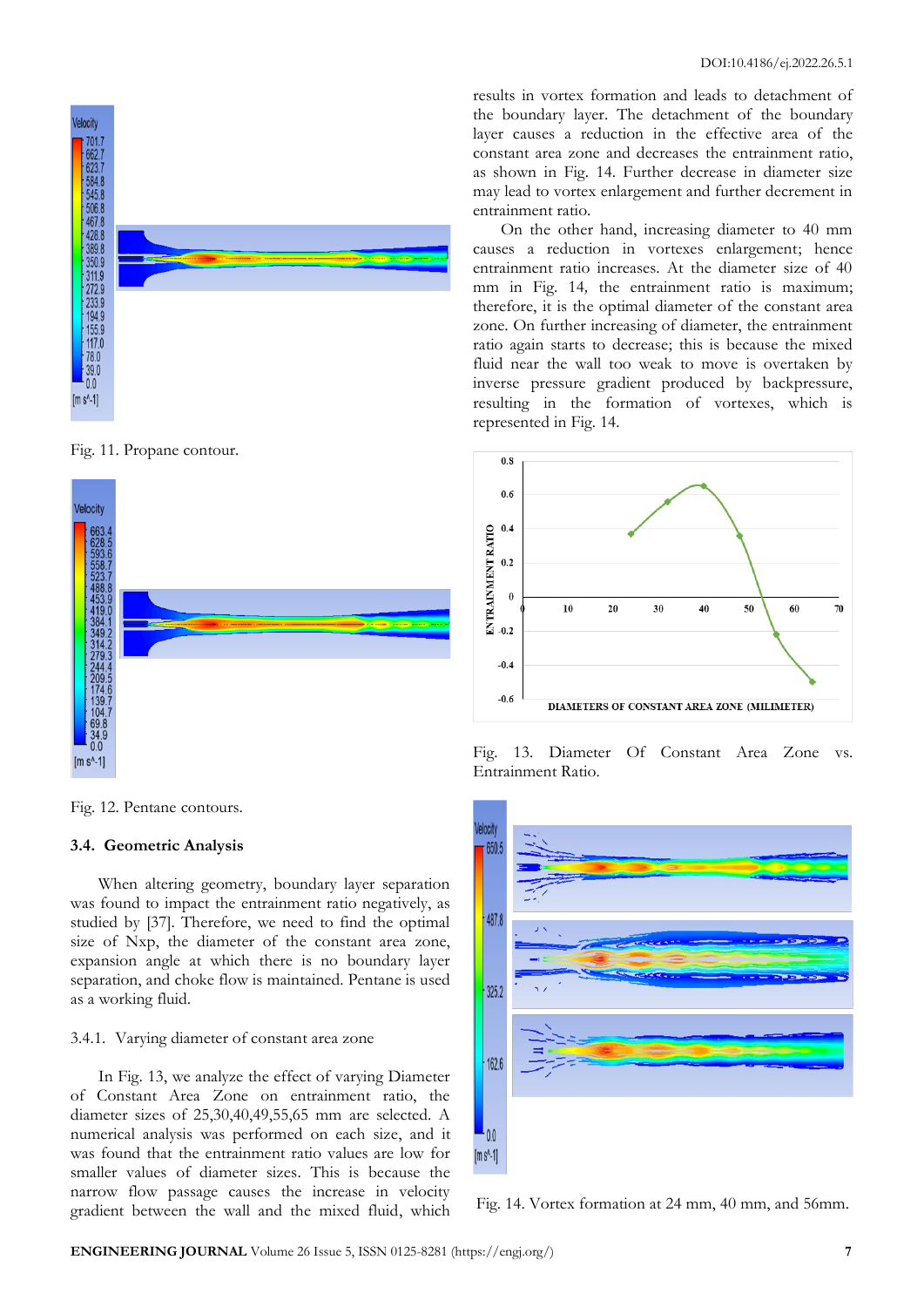Fig. 11. Propane contour.

Fig. 12. Pentane contours.

### 3.4. Geometric Analysis

When altering geometry, boundary layer separation was found to impact the entrainment ratio negatively, as studied by [37]. Therefore, we need to find the optimal size of Nxp, the diameter of the constant area zone, expansion angle at which there is no boundary layer separation, and choke flow is maintained. Pentane is used as a working fluid.

#### 3.4.1. Varying diameter of constant area zone

In Fig. 13, we analyze the effect of varying Diameter of Constant Area Zone on entrainment ratio, the diameter sizes of 25,30,40,49,55,65 mm are selected. A numerical analysis was performed on each size, and it was found that the entrainment ratio values are low for smaller values of diameter sizes. This is because the narrow flow passage causes the increase in velocity gradient between the wall and the mixed fluid, which results in vortex formation and leads to detachment of the boundary layer. The detachment of the boundary layer causes a reduction in the effective area of the constant area zone and decreases the entrainment ratio, as shown in Fig. 14. Further decrease in diameter size may lead to vortex enlargement and further decrement in entrainment ratio.

On the other hand, increasing diameter to 40 mm causes a reduction in vortexes enlargement; hence entrainment ratio increases. At the diameter size of 40 mm in Fig. 14, the entrainment ratio is maximum; therefore, it is the optimal diameter of the constant area zone. On further increasing of diameter, the entrainment ratio again starts to decrease; this is because the mixed fluid near the wall too weak to move is overtaken by inverse pressure gradient produced by backpressure, resulting in the formation of vortexes, which is represented in Fig. 14.

Fig. 13. Diameter Of Constant Area Zone vs. Entrainment Ratio.

Fig. 14. Vortex formation at 24 mm, 40 mm, and 56mm.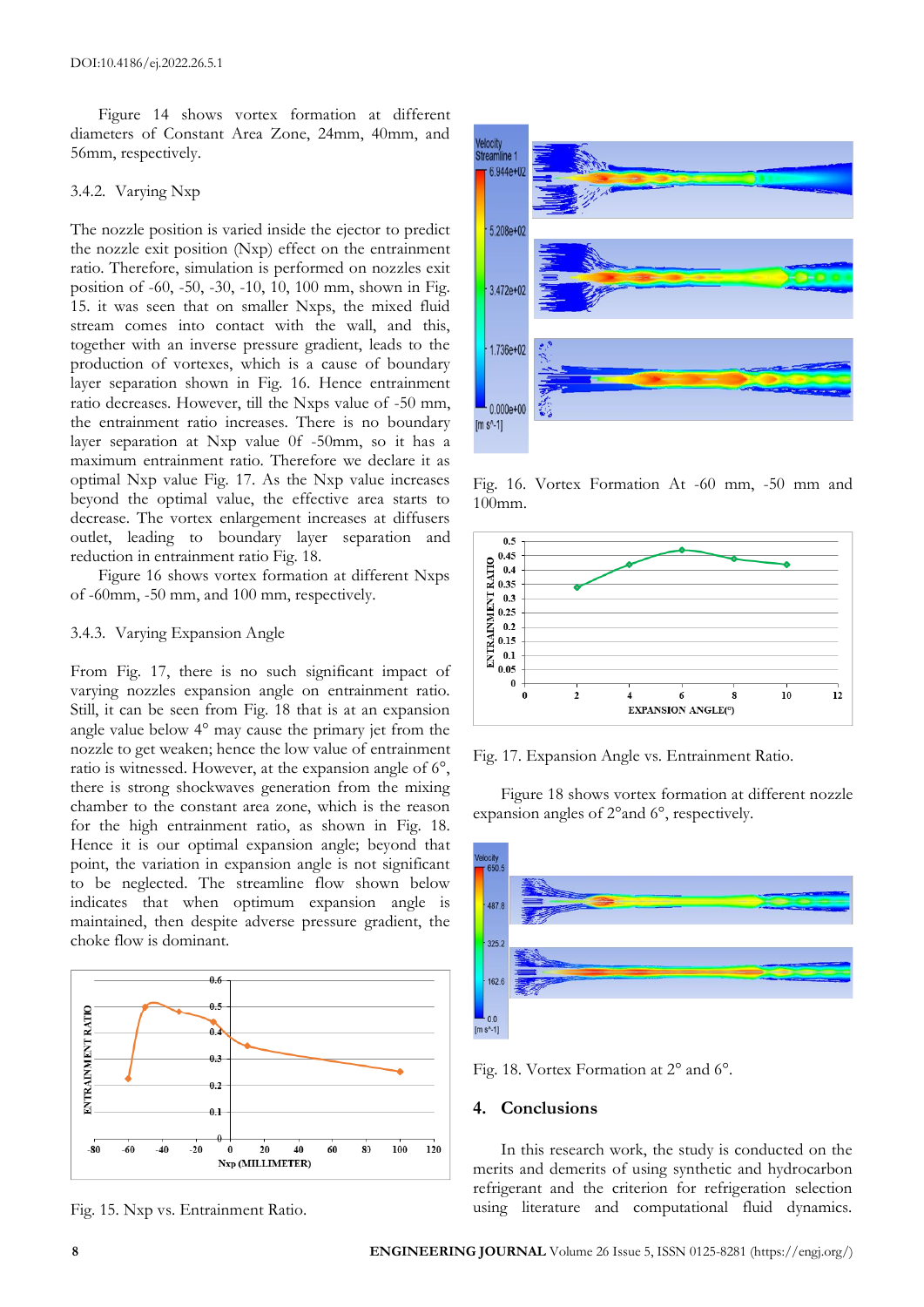Figure 14 shows vortex formation at different diameters of Constant Area Zone, 24mm, 40mm, and 56mm, respectively.

### 3.4.2. Varying Nxp

The nozzle position is varied inside the ejector to predict the nozzle exit position (Nxp) effect on the entrainment ratio. Therefore, simulation is performed on nozzles exit position of -60, -50, -30, -10, 10, 100 mm, shown in Fig. 15. it was seen that on smaller Nxps, the mixed fluid stream comes into contact with the wall, and this, together with an inverse pressure gradient, leads to the production of vortexes, which is a cause of boundary layer separation shown in Fig. 16. Hence entrainment ratio decreases. However, till the Nxps value of -50 mm, the entrainment ratio increases. There is no boundary layer separation at Nxp value 0f -50mm, so it has a maximum entrainment ratio. Therefore we declare it as optimal Nxp value Fig. 17. As the Nxp value increases beyond the optimal value, the effective area starts to decrease. The vortex enlargement increases at diffusers outlet, leading to boundary layer separation and reduction in entrainment ratio Fig. 18.

Figure 16 shows vortex formation at different Nxps of -60mm, -50 mm, and 100 mm, respectively.

### 3.4.3. Varying Expansion Angle

From Fig. 17, there is no such significant impact of varying nozzles expansion angle on entrainment ratio. Still, it can be seen from Fig. 18 that is at an expansion angle value below 4° may cause the primary jet from the nozzle to get weaken; hence the low value of entrainment ratio is witnessed. However, at the expansion angle of 6°, there is strong shockwaves generation from the mixing chamber to the constant area zone, which is the reason for the high entrainment ratio, as shown in Fig. 18. Hence it is our optimal expansion angle; beyond that point, the variation in expansion angle is not significant to be neglected. The streamline flow shown below indicates that when optimum expansion angle is maintained, then despite adverse pressure gradient, the choke flow is dominant.

Fig. 15. Nxp vs. Entrainment Ratio.

Fig. 16. Vortex Formation At -60 mm, -50 mm and 100mm.

Fig. 17. Expansion Angle vs. Entrainment Ratio.

Figure 18 shows vortex formation at different nozzle expansion angles of 2°and 6°, respectively.

Fig. 18. Vortex Formation at 2° and 6°.

## 4. Conclusions

In this research work, the study is conducted on the merits and demerits of using synthetic and hydrocarbon refrigerant and the criterion for refrigeration selection using literature and computational fluid dynamics.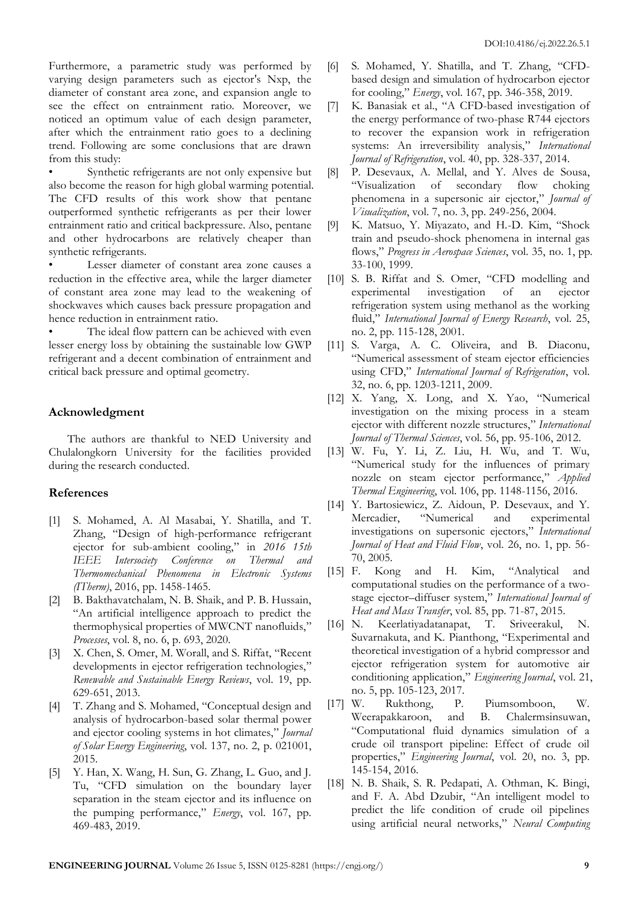Furthermore, a parametric study was performed by varying design parameters such as ejector's Nxp, the diameter of constant area zone, and expansion angle to see the effect on entrainment ratio. Moreover, we noticed an optimum value of each design parameter, after which the entrainment ratio goes to a declining trend. Following are some conclusions that are drawn from this study:

- Synthetic refrigerants are not only expensive but also become the reason for high global warming potential. The CFD results of this work show that pentane outperformed synthetic refrigerants as per their lower entrainment ratio and critical backpressure. Also, pentane and other hydrocarbons are relatively cheaper than synthetic refrigerants.
- Lesser diameter of constant area zone causes a reduction in the effective area, while the larger diameter of constant area zone may lead to the weakening of shockwaves which causes back pressure propagation and hence reduction in entrainment ratio.
- The ideal flow pattern can be achieved with even lesser energy loss by obtaining the sustainable low GWP refrigerant and a decent combination of entrainment and critical back pressure and optimal geometry.

## Acknowledgment

The authors are thankful to NED University and Chulalongkorn University for the facilities provided during the research conducted.

## References

[1] S. Mohamed, A. Al Masabai, Y. Shatilla, and T. Zhang, "Design of high-performance refrigerant ejector for sub-ambient cooling," in *2016 15th IEEE Intersociety Conference on Thermal and Thermomechanical Phenomena in Electronic Systems (ITherm)*, 2016, pp. 1458-1465.

[2] B. Bakthavatchalam, N. B. Shaik, and P. B. Hussain, "An artificial intelligence approach to predict the thermophysical properties of MWCNT nanofluids," *Processes*, vol. 8, no. 6, p. 693, 2020.

[3] X. Chen, S. Omer, M. Worall, and S. Riffat, "Recent developments in ejector refrigeration technologies," *Renewable and Sustainable Energy Reviews*, vol. 19, pp. 629-651, 2013.

[4] T. Zhang and S. Mohamed, "Conceptual design and analysis of hydrocarbon-based solar thermal power and ejector cooling systems in hot climates," *Journal of Solar Energy Engineering*, vol. 137, no. 2, p. 021001, 2015.

[5] Y. Han, X. Wang, H. Sun, G. Zhang, L. Guo, and J. Tu, "CFD simulation on the boundary layer separation in the steam ejector and its influence on the pumping performance," *Energy*, vol. 167, pp. 469-483, 2019.

[6] S. Mohamed, Y. Shatilla, and T. Zhang, "CFD-based design and simulation of hydrocarbon ejector for cooling," *Energy*, vol. 167, pp. 346-358, 2019.

[7] K. Banasiak et al., "A CFD-based investigation of the energy performance of two-phase R744 ejectors to recover the expansion work in refrigeration systems: An irreversibility analysis," *International Journal of Refrigeration*, vol. 40, pp. 328-337, 2014.

[8] P. Desevaux, A. Mellal, and Y. Alves de Sousa, "Visualization of secondary flow choking phenomena in a supersonic air ejector," *Journal of Visualization*, vol. 7, no. 3, pp. 249-256, 2004.

[9] K. Matsuo, Y. Miyazato, and H.-D. Kim, "Shock train and pseudo-shock phenomena in internal gas flows," *Progress in Aerospace Sciences*, vol. 35, no. 1, pp. 33-100, 1999.

[10] S. B. Riffat and S. Omer, "CFD modelling and experimental investigation of an ejector refrigeration system using methanol as the working fluid," *International Journal of Energy Research*, vol. 25, no. 2, pp. 115-128, 2001.

[11] S. Varga, A. C. Oliveira, and B. Diaconu, "Numerical assessment of steam ejector efficiencies using CFD," *International Journal of Refrigeration*, vol. 32, no. 6, pp. 1203-1211, 2009.

[12] X. Yang, X. Long, and X. Yao, "Numerical investigation on the mixing process in a steam ejector with different nozzle structures," *International Journal of Thermal Sciences*, vol. 56, pp. 95-106, 2012.

[13] W. Fu, Y. Li, Z. Liu, H. Wu, and T. Wu, "Numerical study for the influences of primary nozzle on steam ejector performance," *Applied Thermal Engineering*, vol. 106, pp. 1148-1156, 2016.

[14] Y. Bartosiewicz, Z. Aidoun, P. Desevaux, and Y. Mercadier, "Numerical and experimental investigations on supersonic ejectors," *International Journal of Heat and Fluid Flow*, vol. 26, no. 1, pp. 56-70, 2005.

[15] F. Kong and H. Kim, "Analytical and computational studies on the performance of a two-stage ejector–diffuser system," *International Journal of Heat and Mass Transfer*, vol. 85, pp. 71-87, 2015.

[16] N. Keerlatiyadatanapat, T. Sriveerakul, N. Suvarnakuta, and K. Pianthong, "Experimental and theoretical investigation of a hybrid compressor and ejector refrigeration system for automotive air conditioning application," *Engineering Journal*, vol. 21, no. 5, pp. 105-123, 2017.

[17] W. Rukthong, P. Piumsomboon, W. Weerapakkaroon, and B. Chalermsinsuwan, "Computational fluid dynamics simulation of a crude oil transport pipeline: Effect of crude oil properties," *Engineering Journal*, vol. 20, no. 3, pp. 145-154, 2016.

[18] N. B. Shaik, S. R. Pedapati, A. Othman, K. Bingi, and F. A. Abd Dzubir, "An intelligent model to predict the life condition of crude oil pipelines using artificial neural networks," *Neural Computing*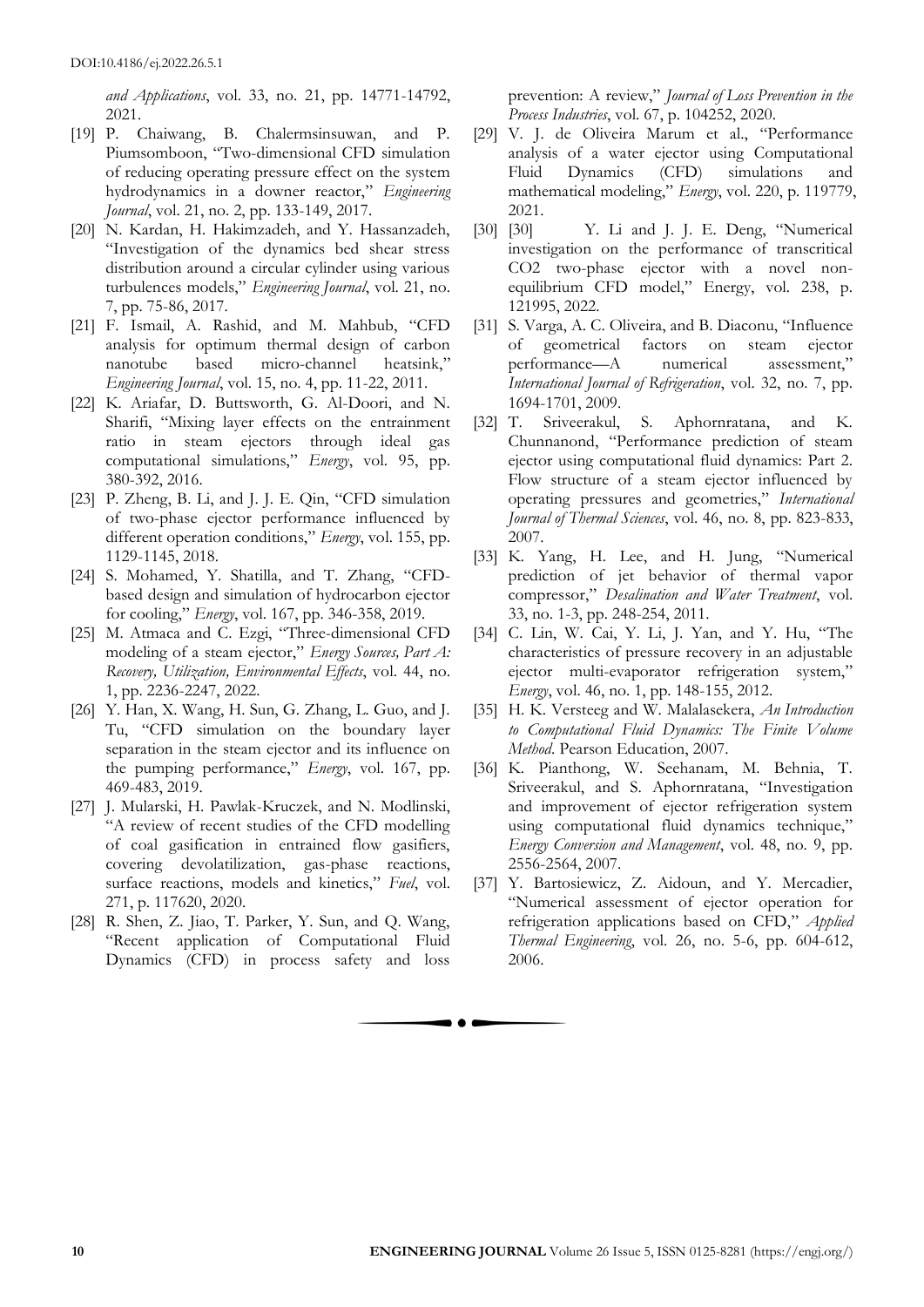*and Applications*, vol. 33, no. 21, pp. 14771-14792, 2021.

[19] P. Chaiwang, B. Chalermsinsuwan, and P. Piumsomboon, "Two-dimensional CFD simulation of reducing operating pressure effect on the system hydrodynamics in a downer reactor," *Engineering Journal*, vol. 21, no. 2, pp. 133-149, 2017.

[20] N. Kardan, H. Hakimzadeh, and Y. Hassanzadeh, "Investigation of the dynamics bed shear stress distribution around a circular cylinder using various turbulences models," *Engineering Journal*, vol. 21, no. 7, pp. 75-86, 2017.

[21] F. Ismail, A. Rashid, and M. Mahbub, "CFD analysis for optimum thermal design of carbon nanotube based micro-channel heatsink," *Engineering Journal*, vol. 15, no. 4, pp. 11-22, 2011.

[22] K. Ariafar, D. Buttsworth, G. Al-Doori, and N. Sharifi, "Mixing layer effects on the entrainment ratio in steam ejectors through ideal gas computational simulations," *Energy*, vol. 95, pp. 380-392, 2016.

[23] P. Zheng, B. Li, and J. J. E. Qin, "CFD simulation of two-phase ejector performance influenced by different operation conditions," *Energy*, vol. 155, pp. 1129-1145, 2018.

[24] S. Mohamed, Y. Shatilla, and T. Zhang, "CFD-based design and simulation of hydrocarbon ejector for cooling," *Energy*, vol. 167, pp. 346-358, 2019.

[25] M. Atmaca and C. Ezgi, "Three-dimensional CFD modeling of a steam ejector," *Energy Sources, Part A: Recovery, Utilization, Environmental Effects*, vol. 44, no. 1, pp. 2236-2247, 2022.

[26] Y. Han, X. Wang, H. Sun, G. Zhang, L. Guo, and J. Tu, "CFD simulation on the boundary layer separation in the steam ejector and its influence on the pumping performance," *Energy*, vol. 167, pp. 469-483, 2019.

[27] J. Mularski, H. Pawlak-Kruczek, and N. Modlinski, "A review of recent studies of the CFD modelling of coal gasification in entrained flow gasifiers, covering devolatilization, gas-phase reactions, surface reactions, models and kinetics," *Fuel*, vol. 271, p. 117620, 2020.

[28] R. Shen, Z. Jiao, T. Parker, Y. Sun, and Q. Wang, "Recent application of Computational Fluid Dynamics (CFD) in process safety and loss prevention: A review," *Journal of Loss Prevention in the Process Industries*, vol. 67, p. 104252, 2020.

[29] V. J. de Oliveira Marum et al., "Performance analysis of a water ejector using Computational Fluid Dynamics (CFD) simulations and mathematical modeling," *Energy*, vol. 220, p. 119779, 2021.

[30] [30] Y. Li and J. J. E. Deng, "Numerical investigation on the performance of transcritical CO2 two-phase ejector with a novel non-equilibrium CFD model," Energy, vol. 238, p. 121995, 2022.

[31] S. Varga, A. C. Oliveira, and B. Diaconu, "Influence of geometrical factors on steam ejector performance—A numerical assessment," *International Journal of Refrigeration*, vol. 32, no. 7, pp. 1694-1701, 2009.

[32] T. Sriveerakul, S. Aphornratana, and K. Chunnanond, "Performance prediction of steam ejector using computational fluid dynamics: Part 2. Flow structure of a steam ejector influenced by operating pressures and geometries," *International Journal of Thermal Sciences*, vol. 46, no. 8, pp. 823-833, 2007.

[33] K. Yang, H. Lee, and H. Jung, "Numerical prediction of jet behavior of thermal vapor compressor," *Desalination and Water Treatment*, vol. 33, no. 1-3, pp. 248-254, 2011.

[34] C. Lin, W. Cai, Y. Li, J. Yan, and Y. Hu, "The characteristics of pressure recovery in an adjustable ejector multi-evaporator refrigeration system," *Energy*, vol. 46, no. 1, pp. 148-155, 2012.

[35] H. K. Versteeg and W. Malalasekera, *An Introduction to Computational Fluid Dynamics: The Finite Volume Method*. Pearson Education, 2007.

[36] K. Pianthong, W. Seehanam, M. Behnia, T. Sriveerakul, and S. Aphornratana, "Investigation and improvement of ejector refrigeration system using computational fluid dynamics technique," *Energy Conversion and Management*, vol. 48, no. 9, pp. 2556-2564, 2007.

[37] Y. Bartosiewicz, Z. Aidoun, and Y. Mercadier, "Numerical assessment of ejector operation for refrigeration applications based on CFD," *Applied Thermal Engineering*, vol. 26, no. 5-6, pp. 604-612, 2006.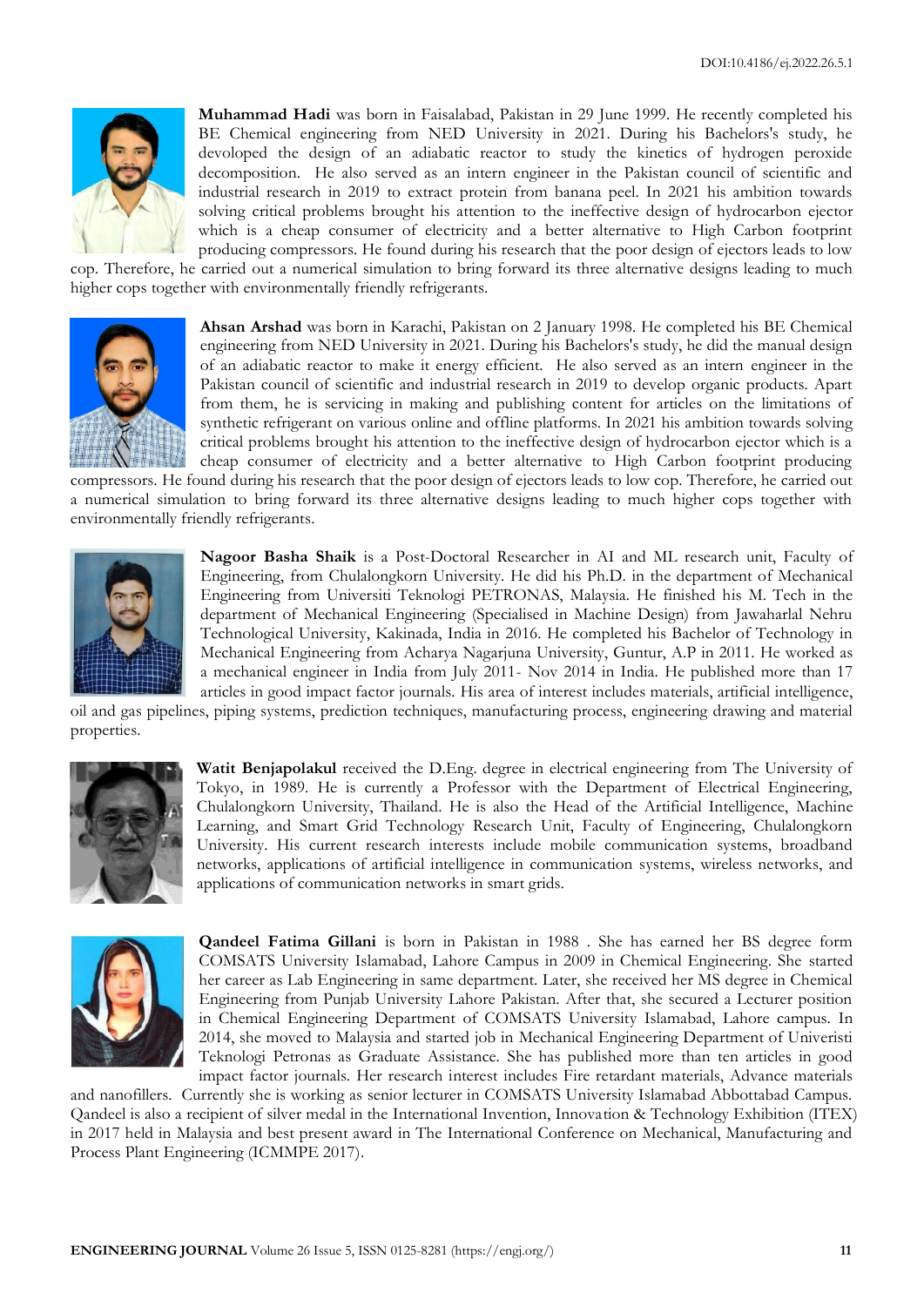**Muhammad Hadi** was born in Faisalabad, Pakistan in 29 June 1999. He recently completed his BE Chemical engineering from NED University in 2021. During his Bachelors's study, he devoloped the design of an adiabatic reactor to study the kinetics of hydrogen peroxide decomposition. He also served as an intern engineer in the Pakistan council of scientific and industrial research in 2019 to extract protein from banana peel. In 2021 his ambition towards solving critical problems brought his attention to the ineffective design of hydrocarbon ejector which is a cheap consumer of electricity and a better alternative to High Carbon footprint producing compressors. He found during his research that the poor design of ejectors leads to low cop. Therefore, he carried out a numerical simulation to bring forward its three alternative designs leading to much higher cops together with environmentally friendly refrigerants.

**Ahsan Arshad** was born in Karachi, Pakistan on 2 January 1998. He completed his BE Chemical engineering from NED University in 2021. During his Bachelors's study, he did the manual design of an adiabatic reactor to make it energy efficient. He also served as an intern engineer in the Pakistan council of scientific and industrial research in 2019 to develop organic products. Apart from them, he is servicing in making and publishing content for articles on the limitations of synthetic refrigerant on various online and offline platforms. In 2021 his ambition towards solving critical problems brought his attention to the ineffective design of hydrocarbon ejector which is a cheap consumer of electricity and a better alternative to High Carbon footprint producing compressors. He found during his research that the poor design of ejectors leads to low cop. Therefore, he carried out a numerical simulation to bring forward its three alternative designs leading to much higher cops together with environmentally friendly refrigerants.

**Nagoor Basha Shaik** is a Post-Doctoral Researcher in AI and ML research unit, Faculty of Engineering, from Chulalongkorn University. He did his Ph.D. in the department of Mechanical Engineering from Universiti Teknologi PETRONAS, Malaysia. He finished his M. Tech in the department of Mechanical Engineering (Specialised in Machine Design) from Jawaharlal Nehru Technological University, Kakinada, India in 2016. He completed his Bachelor of Technology in Mechanical Engineering from Acharya Nagarjuna University, Guntur, A.P in 2011. He worked as a mechanical engineer in India from July 2011- Nov 2014 in India. He published more than 17 articles in good impact factor journals. His area of interest includes materials, artificial intelligence, oil and gas pipelines, piping systems, prediction techniques, manufacturing process, engineering drawing and material properties.

**Watit Benjapolakul** received the D.Eng. degree in electrical engineering from The University of Tokyo, in 1989. He is currently a Professor with the Department of Electrical Engineering, Chulalongkorn University, Thailand. He is also the Head of the Artificial Intelligence, Machine Learning, and Smart Grid Technology Research Unit, Faculty of Engineering, Chulalongkorn University. His current research interests include mobile communication systems, broadband networks, applications of artificial intelligence in communication systems, wireless networks, and applications of communication networks in smart grids.

**Qandeel Fatima Gillani** is born in Pakistan in 1988 . She has earned her BS degree form COMSATS University Islamabad, Lahore Campus in 2009 in Chemical Engineering. She started her career as Lab Engineering in same department. Later, she received her MS degree in Chemical Engineering from Punjab University Lahore Pakistan. After that, she secured a Lecturer position in Chemical Engineering Department of COMSATS University Islamabad, Lahore campus. In 2014, she moved to Malaysia and started job in Mechanical Engineering Department of Univeristi Teknologi Petronas as Graduate Assistance. She has published more than ten articles in good impact factor journals. Her research interest includes Fire retardant materials, Advance materials and nanofillers. Currently she is working as senior lecturer in COMSATS University Islamabad Abbottabad Campus. Qandeel is also a recipient of silver medal in the International Invention, Innovation & Technology Exhibition (ITEX) in 2017 held in Malaysia and best present award in The International Conference on Mechanical, Manufacturing and Process Plant Engineering (ICMMPE 2017).